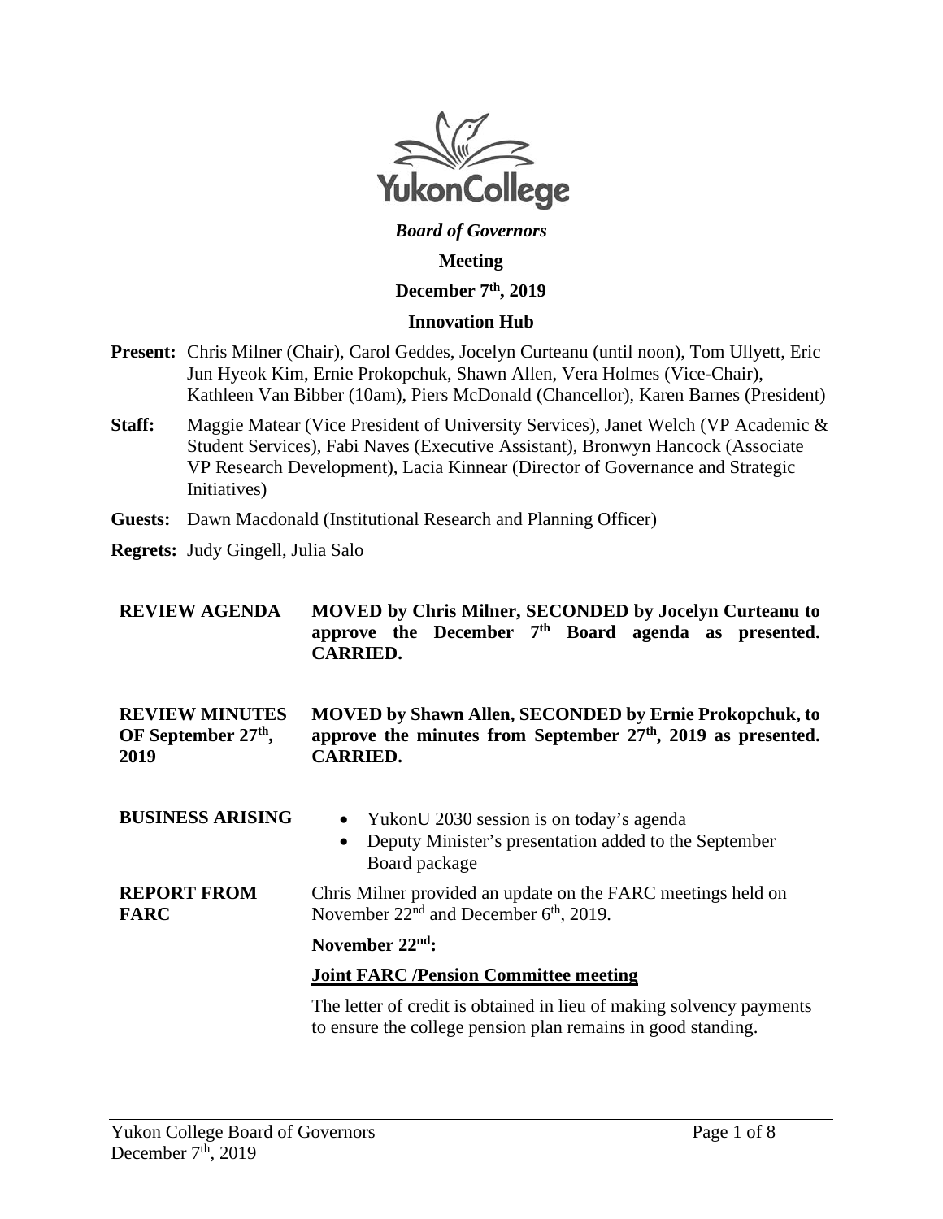YukonCollege

*Board of Governors*

**Meeting**

**December 7th, 2019**

**Innovation Hub**

**Present:** Chris Milner (Chair), Carol Geddes, Jocelyn Curteanu (until noon), Tom Ullyett, Eric Jun Hyeok Kim, Ernie Prokopchuk, Shawn Allen, Vera Holmes (Vice-Chair), Kathleen Van Bibber (10am), Piers McDonald (Chancellor), Karen Barnes (President)

**Staff:** Maggie Matear (Vice President of University Services), Janet Welch (VP Academic & Student Services), Fabi Naves (Executive Assistant), Bronwyn Hancock (Associate VP Research Development), Lacia Kinnear (Director of Governance and Strategic Initiatives)

**Guests:** Dawn Macdonald (Institutional Research and Planning Officer)

**Regrets:** Judy Gingell, Julia Salo

**REVIEW AGENDA**

**MOVED by Chris Milner, SECONDED by Jocelyn Curteanu to approve the December 7th Board agenda as presented. CARRIED.**

**REVIEW MINUTES OF September 27th, 2019**

**MOVED by Shawn Allen, SECONDED by Ernie Prokopchuk, to approve the minutes from September 27th, 2019 as presented. CARRIED.**

**BUSINESS ARISING**

- YukonU 2030 session is on today's agenda
- Deputy Minister's presentation added to the September Board package

**REPORT FROM FARC**

Chris Milner provided an update on the FARC meetings held on November 22nd and December 6th, 2019.

**November 22nd:**

**Joint FARC /Pension Committee meeting**

The letter of credit is obtained in lieu of making solvency payments to ensure the college pension plan remains in good standing.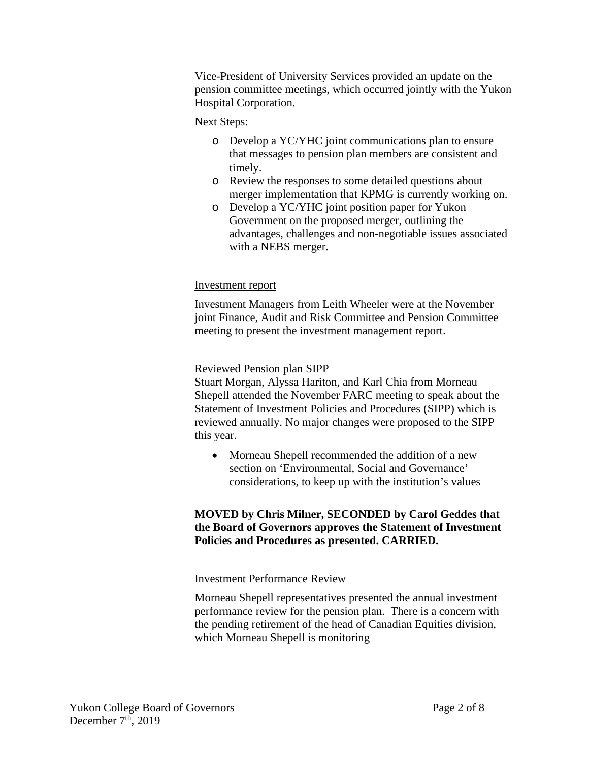Vice-President of University Services provided an update on the pension committee meetings, which occurred jointly with the Yukon Hospital Corporation.

Next Steps:

- Develop a YC/YHC joint communications plan to ensure that messages to pension plan members are consistent and timely.
- Review the responses to some detailed questions about merger implementation that KPMG is currently working on.
- Develop a YC/YHC joint position paper for Yukon Government on the proposed merger, outlining the advantages, challenges and non-negotiable issues associated with a NEBS merger.

<u>Investment report</u>

Investment Managers from Leith Wheeler were at the November joint Finance, Audit and Risk Committee and Pension Committee meeting to present the investment management report.

<u>Reviewed Pension plan SIPP</u>

Stuart Morgan, Alyssa Hariton, and Karl Chia from Morneau Shepell attended the November FARC meeting to speak about the Statement of Investment Policies and Procedures (SIPP) which is reviewed annually. No major changes were proposed to the SIPP this year.

- Morneau Shepell recommended the addition of a new section on 'Environmental, Social and Governance' considerations, to keep up with the institution's values

**MOVED by Chris Milner, SECONDED by Carol Geddes that the Board of Governors approves the Statement of Investment Policies and Procedures as presented. CARRIED.**

<u>Investment Performance Review</u>

Morneau Shepell representatives presented the annual investment performance review for the pension plan. There is a concern with the pending retirement of the head of Canadian Equities division, which Morneau Shepell is monitoring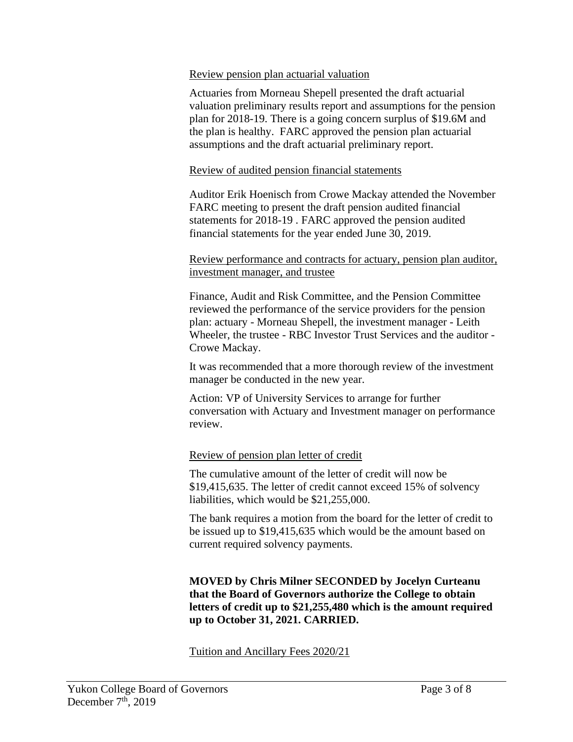Review pension plan actuarial valuation

Actuaries from Morneau Shepell presented the draft actuarial valuation preliminary results report and assumptions for the pension plan for 2018-19. There is a going concern surplus of $19.6M and the plan is healthy. FARC approved the pension plan actuarial assumptions and the draft actuarial preliminary report.

Review of audited pension financial statements

Auditor Erik Hoenisch from Crowe Mackay attended the November FARC meeting to present the draft pension audited financial statements for 2018-19 . FARC approved the pension audited financial statements for the year ended June 30, 2019.

Review performance and contracts for actuary, pension plan auditor, investment manager, and trustee

Finance, Audit and Risk Committee, and the Pension Committee reviewed the performance of the service providers for the pension plan: actuary - Morneau Shepell, the investment manager - Leith Wheeler, the trustee - RBC Investor Trust Services and the auditor - Crowe Mackay.

It was recommended that a more thorough review of the investment manager be conducted in the new year.

Action: VP of University Services to arrange for further conversation with Actuary and Investment manager on performance review.

Review of pension plan letter of credit

The cumulative amount of the letter of credit will now be $19,415,635. The letter of credit cannot exceed 15% of solvency liabilities, which would be $21,255,000.

The bank requires a motion from the board for the letter of credit to be issued up to $19,415,635 which would be the amount based on current required solvency payments.

**MOVED by Chris Milner SECONDED by Jocelyn Curteanu that the Board of Governors authorize the College to obtain letters of credit up to $21,255,480 which is the amount required up to October 31, 2021. CARRIED.**

Tuition and Ancillary Fees 2020/21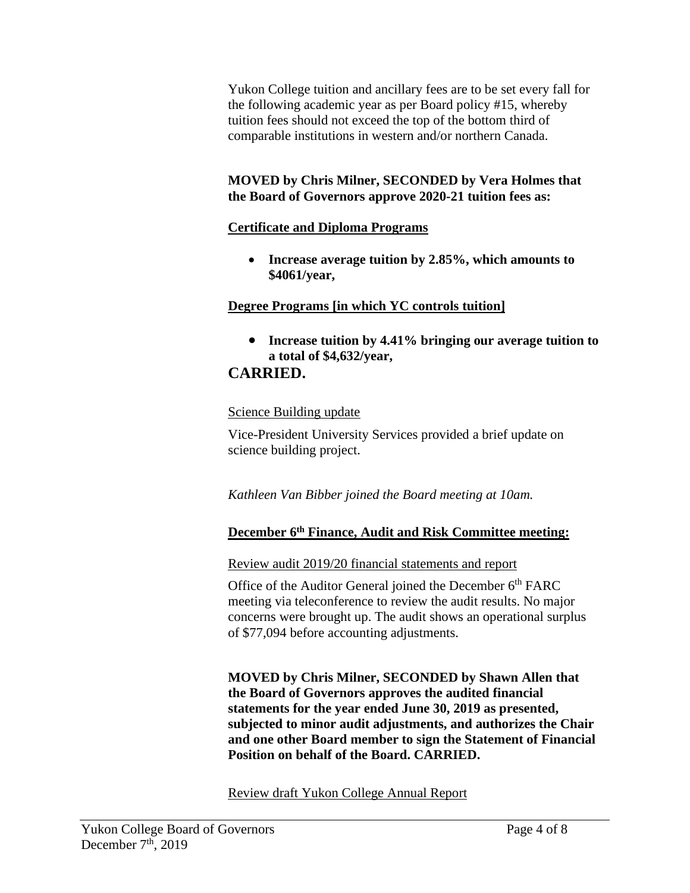Yukon College tuition and ancillary fees are to be set every fall for the following academic year as per Board policy #15, whereby tuition fees should not exceed the top of the bottom third of comparable institutions in western and/or northern Canada.

**MOVED by Chris Milner, SECONDED by Vera Holmes that the Board of Governors approve 2020-21 tuition fees as:**

**Certificate and Diploma Programs**

- **Increase average tuition by 2.85%, which amounts to $4061/year,**

**Degree Programs [in which YC controls tuition]**

- **Increase tuition by 4.41% bringing our average tuition to a total of $4,632/year,**

**CARRIED.**

Science Building update

Vice-President University Services provided a brief update on science building project.

*Kathleen Van Bibber joined the Board meeting at 10am.*

**December 6th Finance, Audit and Risk Committee meeting:**

Review audit 2019/20 financial statements and report

Office of the Auditor General joined the December 6th FARC meeting via teleconference to review the audit results. No major concerns were brought up. The audit shows an operational surplus of $77,094 before accounting adjustments.

**MOVED by Chris Milner, SECONDED by Shawn Allen that the Board of Governors approves the audited financial statements for the year ended June 30, 2019 as presented, subjected to minor audit adjustments, and authorizes the Chair and one other Board member to sign the Statement of Financial Position on behalf of the Board. CARRIED.**

Review draft Yukon College Annual Report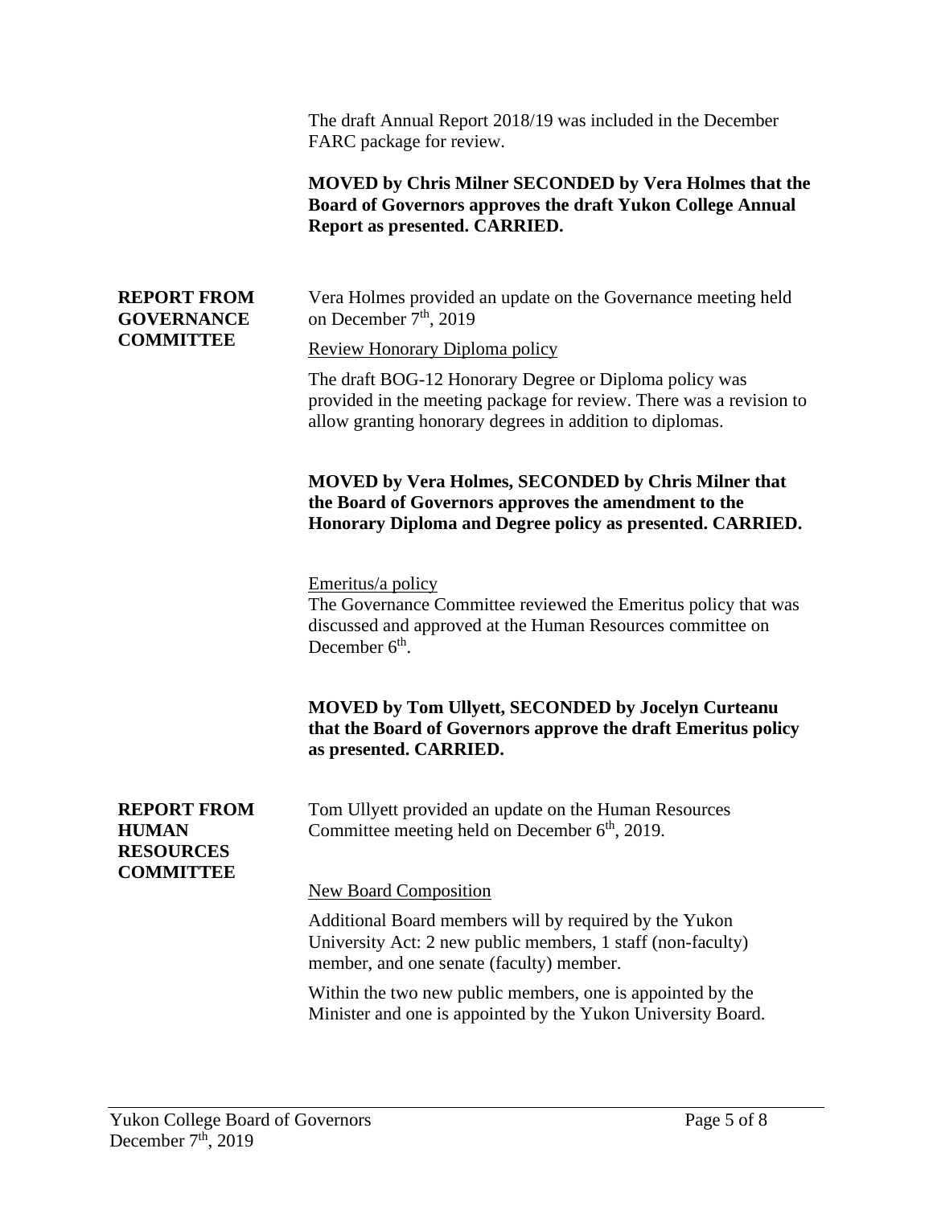The draft Annual Report 2018/19 was included in the December FARC package for review.

**MOVED by Chris Milner SECONDED by Vera Holmes that the Board of Governors approves the draft Yukon College Annual Report as presented. CARRIED.**

## REPORT FROM GOVERNANCE COMMITTEE

Vera Holmes provided an update on the Governance meeting held on December 7th, 2019

Review Honorary Diploma policy

The draft BOG-12 Honorary Degree or Diploma policy was provided in the meeting package for review. There was a revision to allow granting honorary degrees in addition to diplomas.

**MOVED by Vera Holmes, SECONDED by Chris Milner that the Board of Governors approves the amendment to the Honorary Diploma and Degree policy as presented. CARRIED.**

Emeritus/a policy

The Governance Committee reviewed the Emeritus policy that was discussed and approved at the Human Resources committee on December 6th.

**MOVED by Tom Ullyett, SECONDED by Jocelyn Curteanu that the Board of Governors approve the draft Emeritus policy as presented. CARRIED.**

## REPORT FROM HUMAN RESOURCES COMMITTEE

Tom Ullyett provided an update on the Human Resources Committee meeting held on December 6th, 2019.

New Board Composition

Additional Board members will by required by the Yukon University Act: 2 new public members, 1 staff (non-faculty) member, and one senate (faculty) member.

Within the two new public members, one is appointed by the Minister and one is appointed by the Yukon University Board.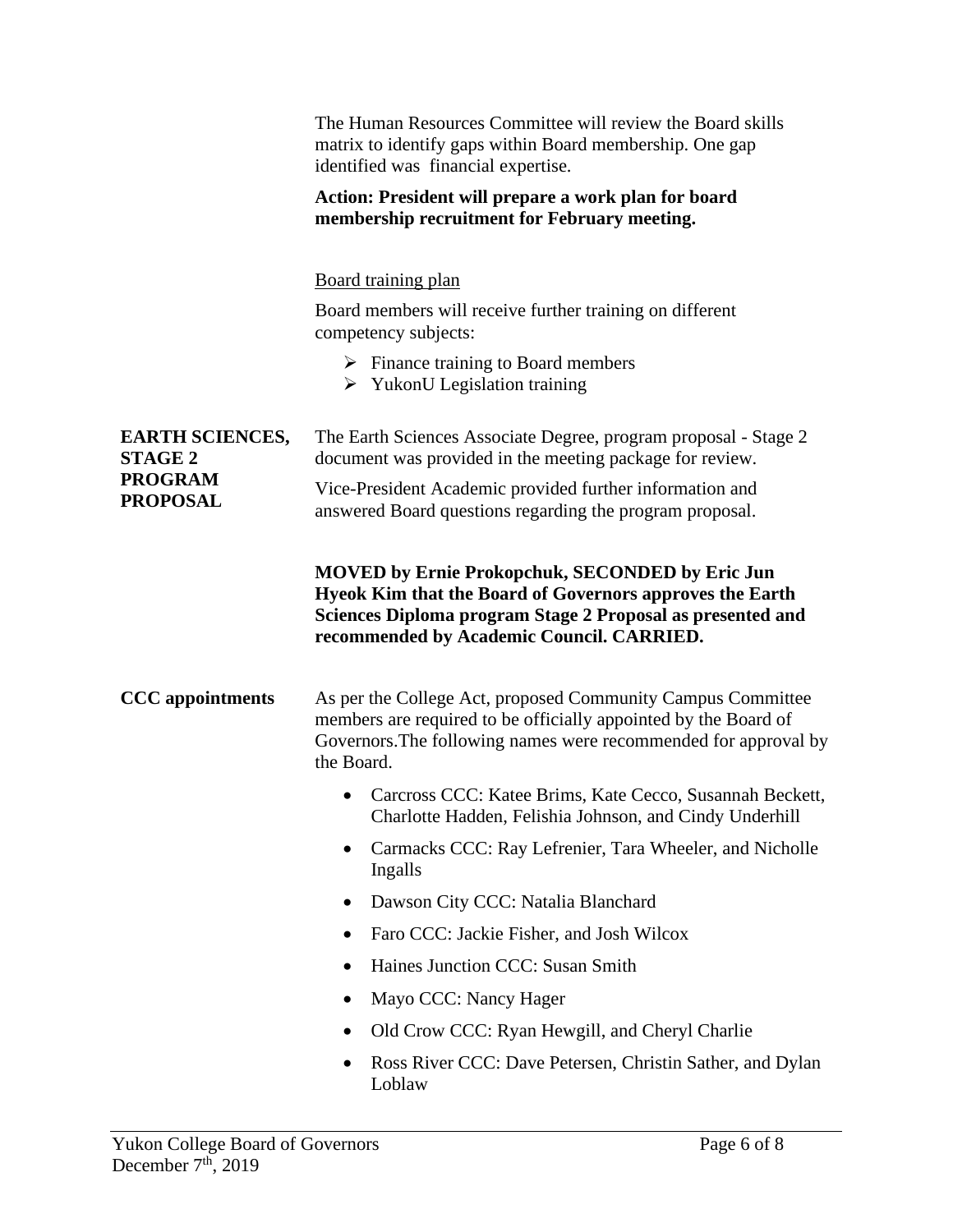The Human Resources Committee will review the Board skills matrix to identify gaps within Board membership. One gap identified was financial expertise.

**Action: President will prepare a work plan for board membership recruitment for February meeting.**

Board training plan

Board members will receive further training on different competency subjects:

- Finance training to Board members
- YukonU Legislation training

**EARTH SCIENCES, STAGE 2 PROGRAM PROPOSAL**

The Earth Sciences Associate Degree, program proposal - Stage 2 document was provided in the meeting package for review.

Vice-President Academic provided further information and answered Board questions regarding the program proposal.

**MOVED by Ernie Prokopchuk, SECONDED by Eric Jun Hyeok Kim that the Board of Governors approves the Earth Sciences Diploma program Stage 2 Proposal as presented and recommended by Academic Council. CARRIED.**

**CCC appointments**

As per the College Act, proposed Community Campus Committee members are required to be officially appointed by the Board of Governors.The following names were recommended for approval by the Board.

- Carcross CCC: Katee Brims, Kate Cecco, Susannah Beckett, Charlotte Hadden, Felishia Johnson, and Cindy Underhill
- Carmacks CCC: Ray Lefrenier, Tara Wheeler, and Nicholle Ingalls
- Dawson City CCC: Natalia Blanchard
- Faro CCC: Jackie Fisher, and Josh Wilcox
- Haines Junction CCC: Susan Smith
- Mayo CCC: Nancy Hager
- Old Crow CCC: Ryan Hewgill, and Cheryl Charlie
- Ross River CCC: Dave Petersen, Christin Sather, and Dylan Loblaw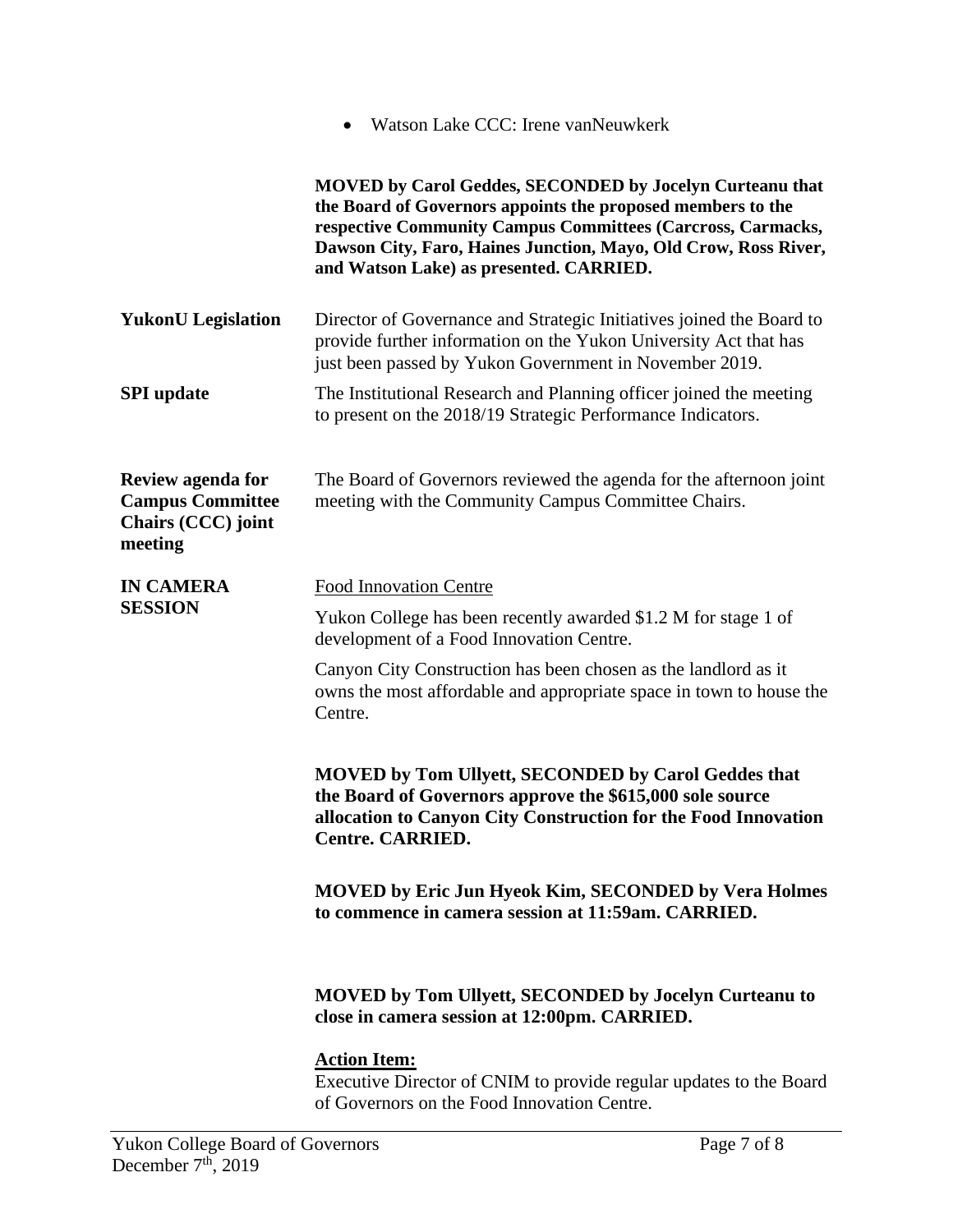- Watson Lake CCC: Irene vanNeuwkerk

**MOVED by Carol Geddes, SECONDED by Jocelyn Curteanu that the Board of Governors appoints the proposed members to the respective Community Campus Committees (Carcross, Carmacks, Dawson City, Faro, Haines Junction, Mayo, Old Crow, Ross River, and Watson Lake) as presented. CARRIED.**

**YukonU Legislation**

Director of Governance and Strategic Initiatives joined the Board to provide further information on the Yukon University Act that has just been passed by Yukon Government in November 2019.

**SPI update**

The Institutional Research and Planning officer joined the meeting to present on the 2018/19 Strategic Performance Indicators.

**Review agenda for Campus Committee Chairs (CCC) joint meeting**

The Board of Governors reviewed the agenda for the afternoon joint meeting with the Community Campus Committee Chairs.

**IN CAMERA SESSION**

<u>Food Innovation Centre</u>

Yukon College has been recently awarded $1.2 M for stage 1 of development of a Food Innovation Centre.

Canyon City Construction has been chosen as the landlord as it owns the most affordable and appropriate space in town to house the Centre.

**MOVED by Tom Ullyett, SECONDED by Carol Geddes that the Board of Governors approve the $615,000 sole source allocation to Canyon City Construction for the Food Innovation Centre. CARRIED.**

**MOVED by Eric Jun Hyeok Kim, SECONDED by Vera Holmes to commence in camera session at 11:59am. CARRIED.**

**MOVED by Tom Ullyett, SECONDED by Jocelyn Curteanu to close in camera session at 12:00pm. CARRIED.**

**<u>Action Item:</u>**
Executive Director of CNIM to provide regular updates to the Board of Governors on the Food Innovation Centre.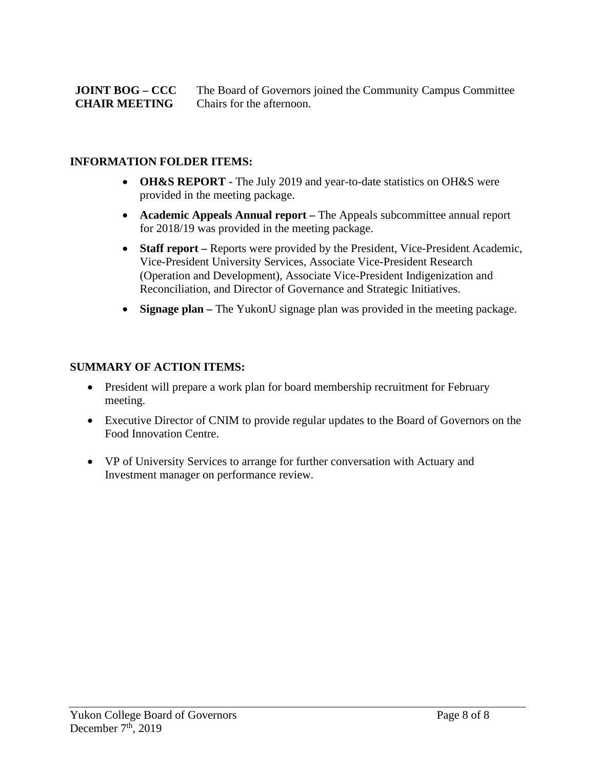**JOINT BOG – CCC CHAIR MEETING** The Board of Governors joined the Community Campus Committee Chairs for the afternoon.

**INFORMATION FOLDER ITEMS:**

- **OH&S REPORT -** The July 2019 and year-to-date statistics on OH&S were provided in the meeting package.
- **Academic Appeals Annual report –** The Appeals subcommittee annual report for 2018/19 was provided in the meeting package.
- **Staff report –** Reports were provided by the President, Vice-President Academic, Vice-President University Services, Associate Vice-President Research (Operation and Development), Associate Vice-President Indigenization and Reconciliation, and Director of Governance and Strategic Initiatives.
- **Signage plan –** The YukonU signage plan was provided in the meeting package.

**SUMMARY OF ACTION ITEMS:**

- President will prepare a work plan for board membership recruitment for February meeting.
- Executive Director of CNIM to provide regular updates to the Board of Governors on the Food Innovation Centre.
- VP of University Services to arrange for further conversation with Actuary and Investment manager on performance review.